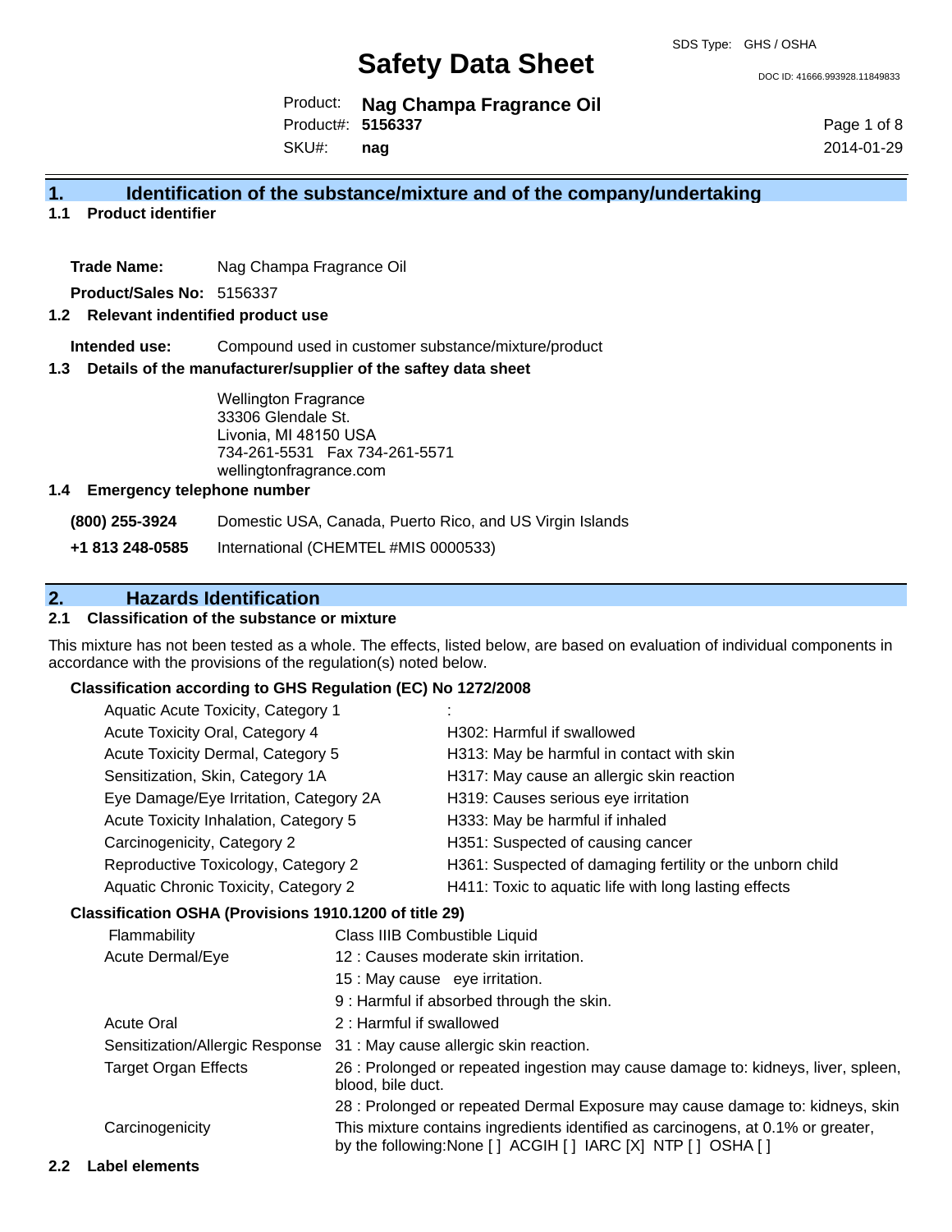SDS Type: GHS / OSHA

# Safety Data Sheet

DOC ID: 41666.993928.11849833

Product: **Nag Champa Fragrance Oil**
Product#: **5156337**
SKU#: **nag**

2014-01-29

## 1. Identification of the substance/mixture and of the company/undertaking

### 1.1 Product identifier

**Trade Name:** Nag Champa Fragrance Oil

**Product/Sales No:** 5156337

### 1.2 Relevant indentified product use

**Intended use:** Compound used in customer substance/mixture/product

### 1.3 Details of the manufacturer/supplier of the saftey data sheet

Wellington Fragrance
33306 Glendale St.
Livonia, MI 48150 USA
734-261-5531 Fax 734-261-5571
wellingtonfragrance.com

### 1.4 Emergency telephone number

**(800) 255-3924** Domestic USA, Canada, Puerto Rico, and US Virgin Islands

**+1 813 248-0585** International (CHEMTEL #MIS 0000533)

## 2. Hazards Identification

### 2.1 Classification of the substance or mixture

This mixture has not been tested as a whole. The effects, listed below, are based on evaluation of individual components in accordance with the provisions of the regulation(s) noted below.

**Classification according to GHS Regulation (EC) No 1272/2008**

| | |
|---|---|
| Aquatic Acute Toxicity, Category 1 | : |
| Acute Toxicity Oral, Category 4 | H302: Harmful if swallowed |
| Acute Toxicity Dermal, Category 5 | H313: May be harmful in contact with skin |
| Sensitization, Skin, Category 1A | H317: May cause an allergic skin reaction |
| Eye Damage/Eye Irritation, Category 2A | H319: Causes serious eye irritation |
| Acute Toxicity Inhalation, Category 5 | H333: May be harmful if inhaled |
| Carcinogenicity, Category 2 | H351: Suspected of causing cancer |
| Reproductive Toxicology, Category 2 | H361: Suspected of damaging fertility or the unborn child |
| Aquatic Chronic Toxicity, Category 2 | H411: Toxic to aquatic life with long lasting effects |

**Classification OSHA (Provisions 1910.1200 of title 29)**

| | |
|---|---|
| Flammability | Class IIIB Combustible Liquid |
| Acute Dermal/Eye | 12 : Causes moderate skin irritation. |
| | 15 : May cause eye irritation. |
| | 9 : Harmful if absorbed through the skin. |
| Acute Oral | 2 : Harmful if swallowed |
| Sensitization/Allergic Response | 31 : May cause allergic skin reaction. |
| Target Organ Effects | 26 : Prolonged or repeated ingestion may cause damage to: kidneys, liver, spleen, blood, bile duct. |
| | 28 : Prolonged or repeated Dermal Exposure may cause damage to: kidneys, skin |
| Carcinogenicity | This mixture contains ingredients identified as carcinogens, at 0.1% or greater, by the following:None [ ] ACGIH [ ] IARC [X] NTP [ ] OSHA [ ] |

### 2.2 Label elements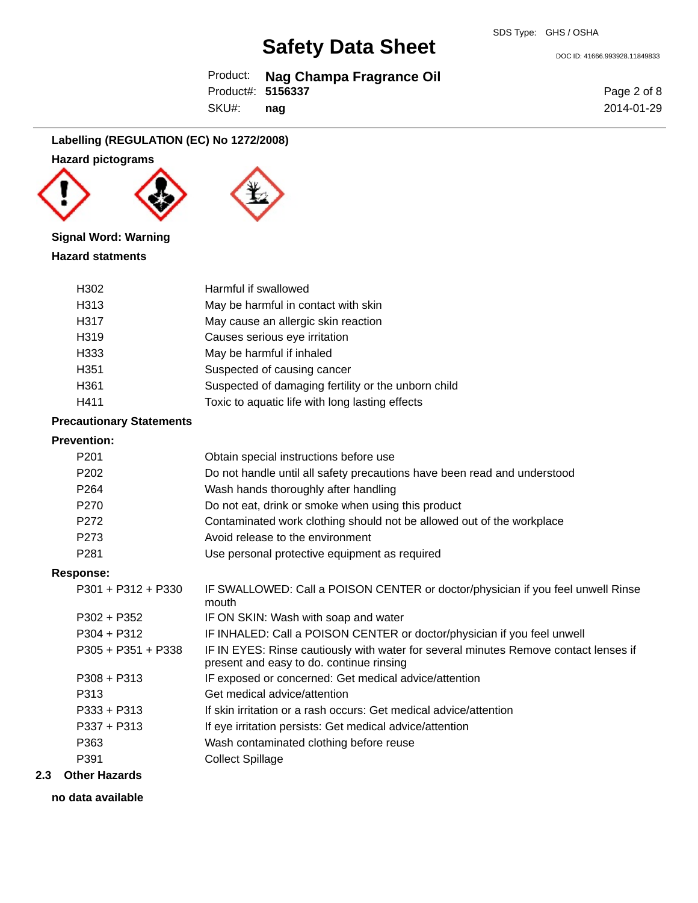**Labelling (REGULATION (EC) No 1272/2008)**

**Hazard pictograms**

**Signal Word: Warning**

**Hazard statments**

| | |
|---|---|
| H302 | Harmful if swallowed |
| H313 | May be harmful in contact with skin |
| H317 | May cause an allergic skin reaction |
| H319 | Causes serious eye irritation |
| H333 | May be harmful if inhaled |
| H351 | Suspected of causing cancer |
| H361 | Suspected of damaging fertility or the unborn child |
| H411 | Toxic to aquatic life with long lasting effects |

**Precautionary Statements**

**Prevention:**

| | |
|---|---|
| P201 | Obtain special instructions before use |
| P202 | Do not handle until all safety precautions have been read and understood |
| P264 | Wash hands thoroughly after handling |
| P270 | Do not eat, drink or smoke when using this product |
| P272 | Contaminated work clothing should not be allowed out of the workplace |
| P273 | Avoid release to the environment |
| P281 | Use personal protective equipment as required |

**Response:**

| | |
|---|---|
| P301 + P312 + P330 | IF SWALLOWED: Call a POISON CENTER or doctor/physician if you feel unwell Rinse mouth |
| P302 + P352 | IF ON SKIN: Wash with soap and water |
| P304 + P312 | IF INHALED: Call a POISON CENTER or doctor/physician if you feel unwell |
| P305 + P351 + P338 | IF IN EYES: Rinse cautiously with water for several minutes Remove contact lenses if present and easy to do. continue rinsing |
| P308 + P313 | IF exposed or concerned: Get medical advice/attention |
| P313 | Get medical advice/attention |
| P333 + P313 | If skin irritation or a rash occurs: Get medical advice/attention |
| P337 + P313 | If eye irritation persists: Get medical advice/attention |
| P363 | Wash contaminated clothing before reuse |
| P391 | Collect Spillage |

## 2.3 Other Hazards

**no data available**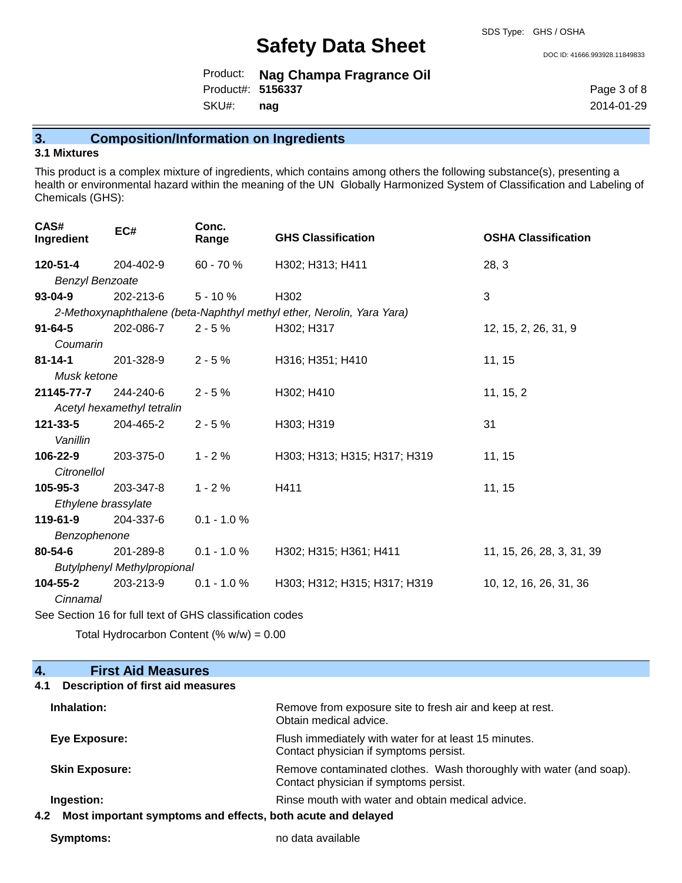## 3. Composition/Information on Ingredients

### 3.1 Mixtures

This product is a complex mixture of ingredients, which contains among others the following substance(s), presenting a health or environmental hazard within the meaning of the UN Globally Harmonized System of Classification and Labeling of Chemicals (GHS):

| CAS# Ingredient | EC# | Conc. Range | GHS Classification | OSHA Classification |
|---|---|---|---|---|
| **120-51-4** *Benzyl Benzoate* | 204-402-9 | 60 - 70 % | H302; H313; H411 | 28, 3 |
| **93-04-9** *2-Methoxynaphthalene (beta-Naphthyl methyl ether, Nerolin, Yara Yara)* | 202-213-6 | 5 - 10 % | H302 | 3 |
| **91-64-5** *Coumarin* | 202-086-7 | 2 - 5 % | H302; H317 | 12, 15, 2, 26, 31, 9 |
| **81-14-1** *Musk ketone* | 201-328-9 | 2 - 5 % | H316; H351; H410 | 11, 15 |
| **21145-77-7** *Acetyl hexamethyl tetralin* | 244-240-6 | 2 - 5 % | H302; H410 | 11, 15, 2 |
| **121-33-5** *Vanillin* | 204-465-2 | 2 - 5 % | H303; H319 | 31 |
| **106-22-9** *Citronellol* | 203-375-0 | 1 - 2 % | H303; H313; H315; H317; H319 | 11, 15 |
| **105-95-3** *Ethylene brassylate* | 203-347-8 | 1 - 2 % | H411 | 11, 15 |
| **119-61-9** *Benzophenone* | 204-337-6 | 0.1 - 1.0 % | | |
| **80-54-6** *Butylphenyl Methylpropional* | 201-289-8 | 0.1 - 1.0 % | H302; H315; H361; H411 | 11, 15, 26, 28, 3, 31, 39 |
| **104-55-2** *Cinnamal* | 203-213-9 | 0.1 - 1.0 % | H303; H312; H315; H317; H319 | 10, 12, 16, 26, 31, 36 |

See Section 16 for full text of GHS classification codes

Total Hydrocarbon Content (% w/w) = 0.00

## 4. First Aid Measures

### 4.1 Description of first aid measures

**Inhalation:** Remove from exposure site to fresh air and keep at rest. Obtain medical advice.

**Eye Exposure:** Flush immediately with water for at least 15 minutes. Contact physician if symptoms persist.

**Skin Exposure:** Remove contaminated clothes. Wash thoroughly with water (and soap). Contact physician if symptoms persist.

**Ingestion:** Rinse mouth with water and obtain medical advice.

### 4.2 Most important symptoms and effects, both acute and delayed

**Symptoms:** no data available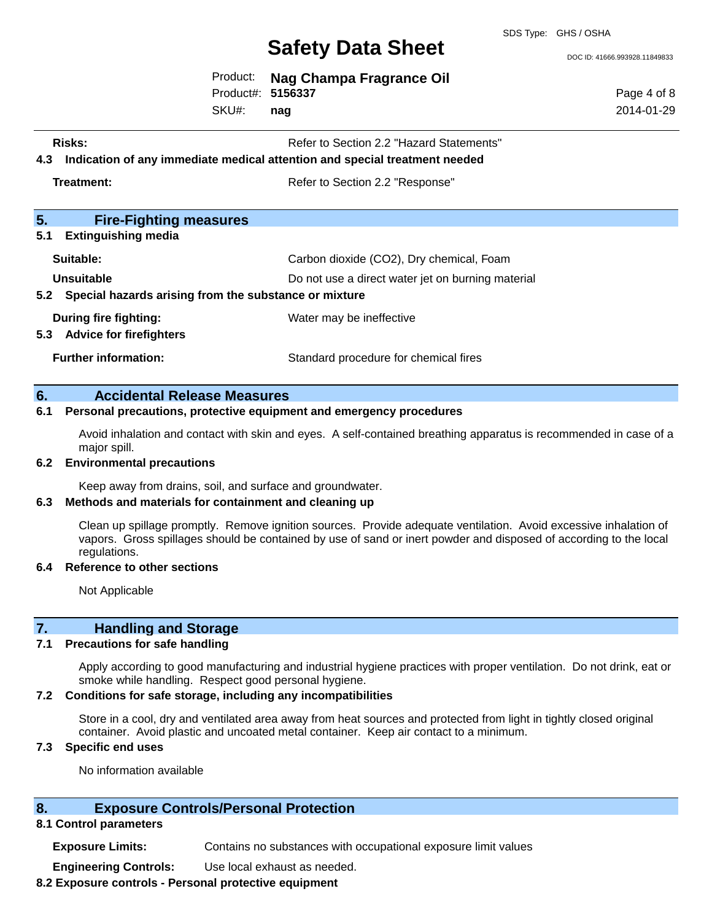**Risks:** Refer to Section 2.2 "Hazard Statements"

### 4.3 Indication of any immediate medical attention and special treatment needed

**Treatment:** Refer to Section 2.2 "Response"

## 5. Fire-Fighting measures

### 5.1 Extinguishing media

**Suitable:** Carbon dioxide ($CO_2$), Dry chemical, Foam

**Unsuitable** Do not use a direct water jet on burning material

### 5.2 Special hazards arising from the substance or mixture

**During fire fighting:** Water may be ineffective

### 5.3 Advice for firefighters

**Further information:** Standard procedure for chemical fires

## 6. Accidental Release Measures

### 6.1 Personal precautions, protective equipment and emergency procedures

Avoid inhalation and contact with skin and eyes. A self-contained breathing apparatus is recommended in case of a major spill.

### 6.2 Environmental precautions

Keep away from drains, soil, and surface and groundwater.

### 6.3 Methods and materials for containment and cleaning up

Clean up spillage promptly. Remove ignition sources. Provide adequate ventilation. Avoid excessive inhalation of vapors. Gross spillages should be contained by use of sand or inert powder and disposed of according to the local regulations.

### 6.4 Reference to other sections

Not Applicable

## 7. Handling and Storage

### 7.1 Precautions for safe handling

Apply according to good manufacturing and industrial hygiene practices with proper ventilation. Do not drink, eat or smoke while handling. Respect good personal hygiene.

### 7.2 Conditions for safe storage, including any incompatibilities

Store in a cool, dry and ventilated area away from heat sources and protected from light in tightly closed original container. Avoid plastic and uncoated metal container. Keep air contact to a minimum.

### 7.3 Specific end uses

No information available

## 8. Exposure Controls/Personal Protection

### 8.1 Control parameters

**Exposure Limits:** Contains no substances with occupational exposure limit values

**Engineering Controls:** Use local exhaust as needed.

### 8.2 Exposure controls - Personal protective equipment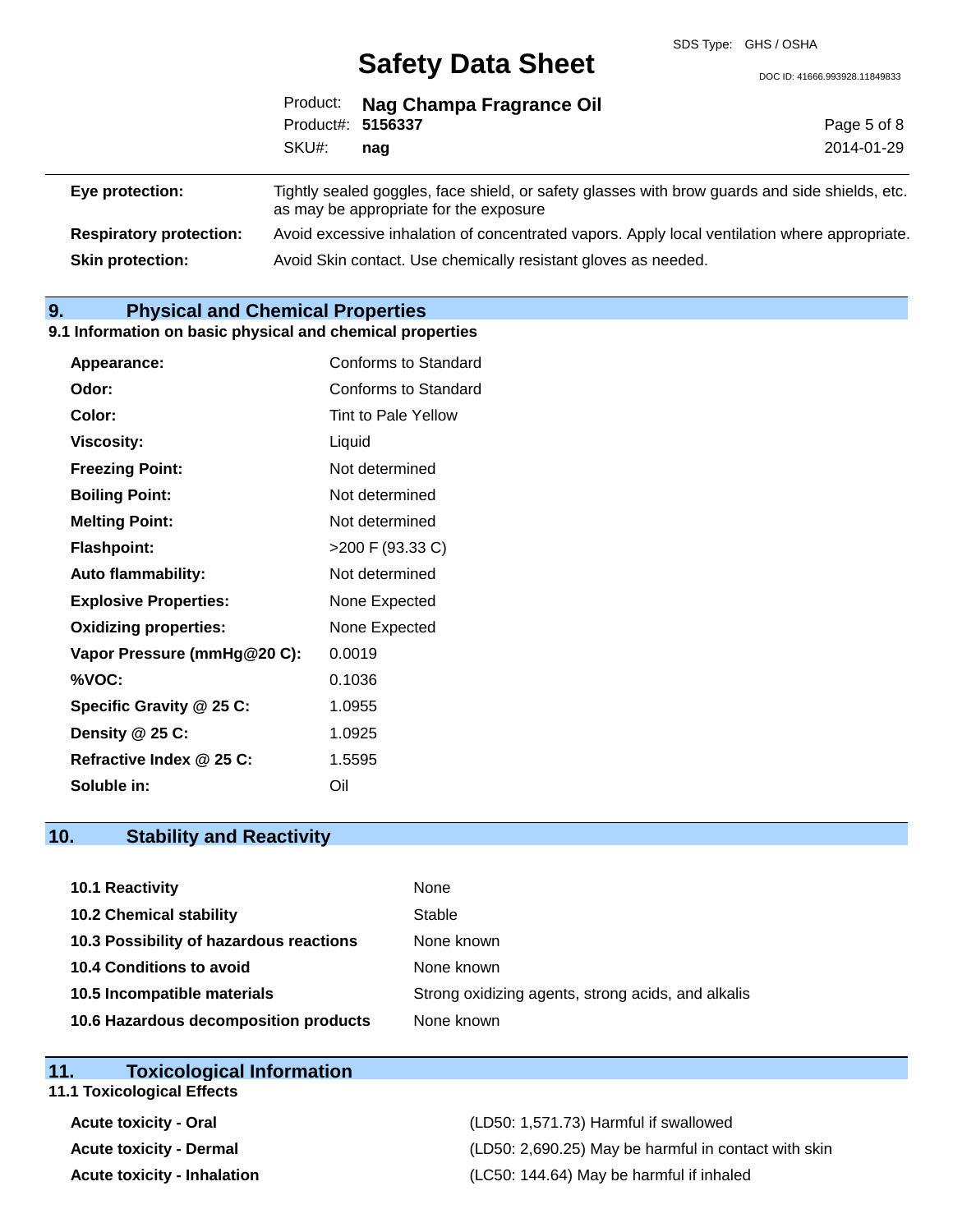| | |
|---|---|
| **Eye protection:** | Tightly sealed goggles, face shield, or safety glasses with brow guards and side shields, etc. as may be appropriate for the exposure |
| **Respiratory protection:** | Avoid excessive inhalation of concentrated vapors. Apply local ventilation where appropriate. |
| **Skin protection:** | Avoid Skin contact. Use chemically resistant gloves as needed. |

## 9. Physical and Chemical Properties

### 9.1 Information on basic physical and chemical properties

| | |
|---|---|
| **Appearance:** | Conforms to Standard |
| **Odor:** | Conforms to Standard |
| **Color:** | Tint to Pale Yellow |
| **Viscosity:** | Liquid |
| **Freezing Point:** | Not determined |
| **Boiling Point:** | Not determined |
| **Melting Point:** | Not determined |
| **Flashpoint:** | >200 F (93.33 C) |
| **Auto flammability:** | Not determined |
| **Explosive Properties:** | None Expected |
| **Oxidizing properties:** | None Expected |
| **Vapor Pressure (mmHg@20 C):** | 0.0019 |
| **%VOC:** | 0.1036 |
| **Specific Gravity @ 25 C:** | 1.0955 |
| **Density @ 25 C:** | 1.0925 |
| **Refractive Index @ 25 C:** | 1.5595 |
| **Soluble in:** | Oil |

## 10. Stability and Reactivity

| | |
|---|---|
| **10.1 Reactivity** | None |
| **10.2 Chemical stability** | Stable |
| **10.3 Possibility of hazardous reactions** | None known |
| **10.4 Conditions to avoid** | None known |
| **10.5 Incompatible materials** | Strong oxidizing agents, strong acids, and alkalis |
| **10.6 Hazardous decomposition products** | None known |

## 11. Toxicological Information

### 11.1 Toxicological Effects

| | |
|---|---|
| **Acute toxicity - Oral** | (LD50: 1,571.73) Harmful if swallowed |
| **Acute toxicity - Dermal** | (LD50: 2,690.25) May be harmful in contact with skin |
| **Acute toxicity - Inhalation** | (LC50: 144.64) May be harmful if inhaled |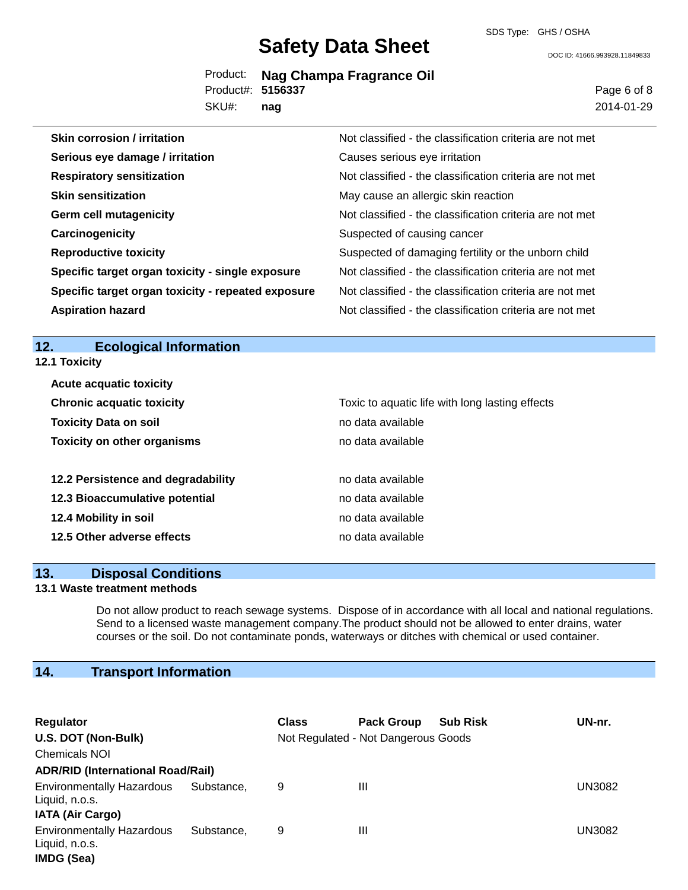| | |
|---|---|
| **Skin corrosion / irritation** | Not classified - the classification criteria are not met |
| **Serious eye damage / irritation** | Causes serious eye irritation |
| **Respiratory sensitization** | Not classified - the classification criteria are not met |
| **Skin sensitization** | May cause an allergic skin reaction |
| **Germ cell mutagenicity** | Not classified - the classification criteria are not met |
| **Carcinogenicity** | Suspected of causing cancer |
| **Reproductive toxicity** | Suspected of damaging fertility or the unborn child |
| **Specific target organ toxicity - single exposure** | Not classified - the classification criteria are not met |
| **Specific target organ toxicity - repeated exposure** | Not classified - the classification criteria are not met |
| **Aspiration hazard** | Not classified - the classification criteria are not met |

## 12. Ecological Information

### 12.1 Toxicity

| | |
|---|---|
| **Acute acquatic toxicity** | |
| **Chronic acquatic toxicity** | Toxic to aquatic life with long lasting effects |
| **Toxicity Data on soil** | no data available |
| **Toxicity on other organisms** | no data available |

| | |
|---|---|
| **12.2 Persistence and degradability** | no data available |
| **12.3 Bioaccumulative potential** | no data available |
| **12.4 Mobility in soil** | no data available |
| **12.5 Other adverse effects** | no data available |

## 13. Disposal Conditions

### 13.1 Waste treatment methods

Do not allow product to reach sewage systems. Dispose of in accordance with all local and national regulations. Send to a licensed waste management company.The product should not be allowed to enter drains, water courses or the soil. Do not contaminate ponds, waterways or ditches with chemical or used container.

## 14. Transport Information

| Regulator | Class | Pack Group | Sub Risk | UN-nr. |
|---|---|---|---|---|
| **U.S. DOT (Non-Bulk)** | Not Regulated - Not Dangerous Goods | | | |
| Chemicals NOI | | | | |
| **ADR/RID (International Road/Rail)** | | | | |
| Environmentally Hazardous Substance, Liquid, n.o.s. | 9 | III | | UN3082 |
| **IATA (Air Cargo)** | | | | |
| Environmentally Hazardous Substance, Liquid, n.o.s. | 9 | III | | UN3082 |
| **IMDG (Sea)** | | | | |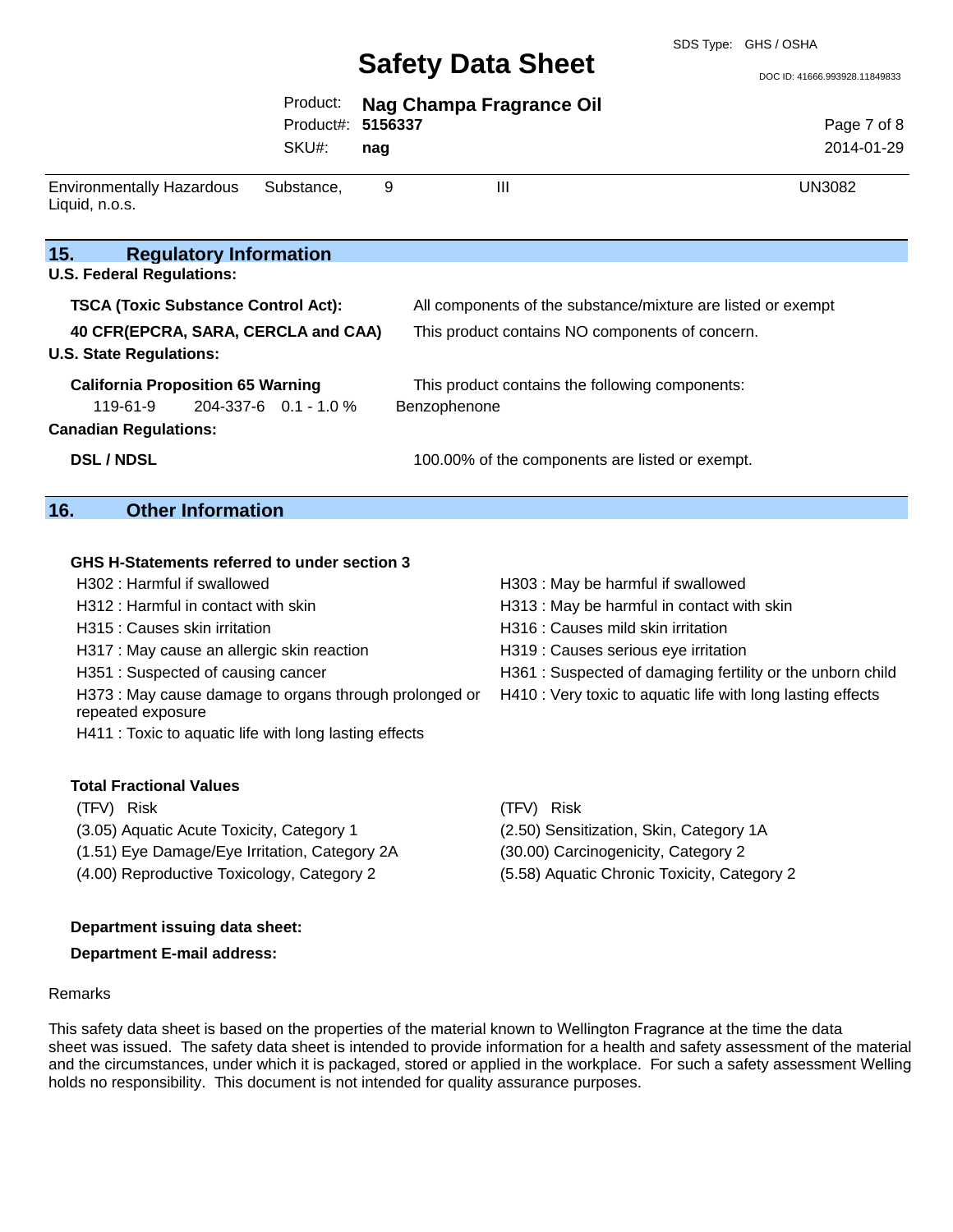| Environmentally Hazardous Liquid, n.o.s. | Substance, | 9 | III | UN3082 |
|---|---|---|---|---|

## 15. Regulatory Information

**U.S. Federal Regulations:**

| | |
|---|---|
| **TSCA (Toxic Substance Control Act):** | All components of the substance/mixture are listed or exempt |
| **40 CFR(EPCRA, SARA, CERCLA and CAA)** | This product contains NO components of concern. |

**U.S. State Regulations:**

**California Proposition 65 Warning** — This product contains the following components:

| | | | |
|---|---|---|---|
| 119-61-9 | 204-337-6 | 0.1 - 1.0 % | Benzophenone |

**Canadian Regulations:**

| | |
|---|---|
| **DSL / NDSL** | 100.00% of the components are listed or exempt. |

## 16. Other Information

**GHS H-Statements referred to under section 3**

- H302 : Harmful if swallowed
- H303 : May be harmful if swallowed
- H312 : Harmful in contact with skin
- H313 : May be harmful in contact with skin
- H315 : Causes skin irritation
- H316 : Causes mild skin irritation
- H317 : May cause an allergic skin reaction
- H319 : Causes serious eye irritation
- H351 : Suspected of causing cancer
- H361 : Suspected of damaging fertility or the unborn child
- H373 : May cause damage to organs through prolonged or repeated exposure
- H410 : Very toxic to aquatic life with long lasting effects
- H411 : Toxic to aquatic life with long lasting effects

**Total Fractional Values**

| (TFV) | Risk | (TFV) | Risk |
|---|---|---|---|
| (3.05) | Aquatic Acute Toxicity, Category 1 | (2.50) | Sensitization, Skin, Category 1A |
| (1.51) | Eye Damage/Eye Irritation, Category 2A | (30.00) | Carcinogenicity, Category 2 |
| (4.00) | Reproductive Toxicology, Category 2 | (5.58) | Aquatic Chronic Toxicity, Category 2 |

**Department issuing data sheet:**

**Department E-mail address:**

Remarks

This safety data sheet is based on the properties of the material known to Wellington Fragrance at the time the data sheet was issued. The safety data sheet is intended to provide information for a health and safety assessment of the material and the circumstances, under which it is packaged, stored or applied in the workplace. For such a safety assessment Welling holds no responsibility. This document is not intended for quality assurance purposes.